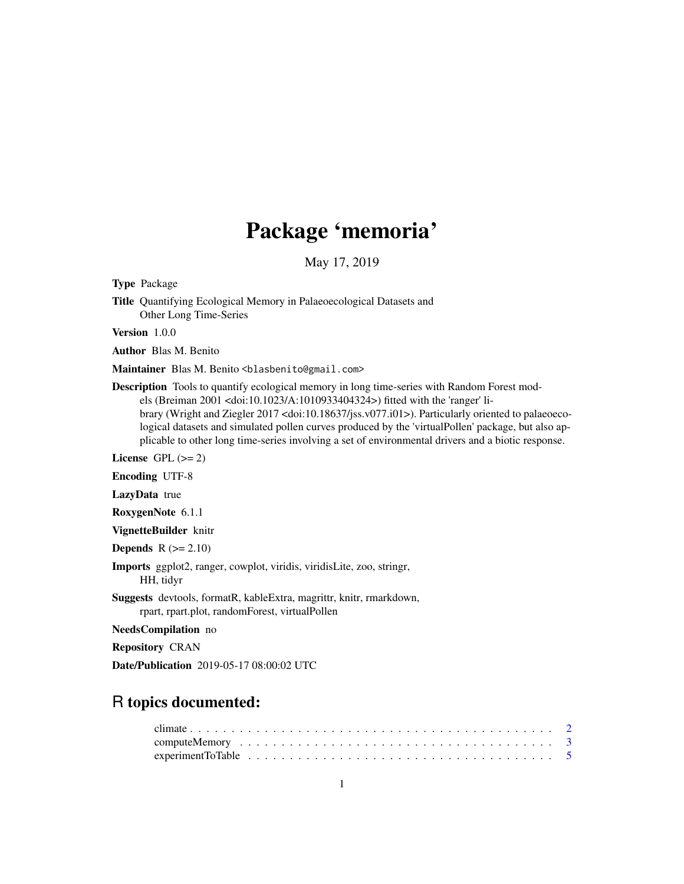# Package 'memoria'

May 17, 2019

**Type** Package

**Title** Quantifying Ecological Memory in Palaeoecological Datasets and Other Long Time-Series

**Version** 1.0.0

**Author** Blas M. Benito

**Maintainer** Blas M. Benito <blasbenito@gmail.com>

**Description** Tools to quantify ecological memory in long time-series with Random Forest models (Breiman 2001 <doi:10.1023/A:1010933404324>) fitted with the 'ranger' library (Wright and Ziegler 2017 <doi:10.18637/jss.v077.i01>). Particularly oriented to palaeoecological datasets and simulated pollen curves produced by the 'virtualPollen' package, but also applicable to other long time-series involving a set of environmental drivers and a biotic response.

**License** GPL (>= 2)

**Encoding** UTF-8

**LazyData** true

**RoxygenNote** 6.1.1

**VignetteBuilder** knitr

**Depends** R (>= 2.10)

**Imports** ggplot2, ranger, cowplot, viridis, viridisLite, zoo, stringr, HH, tidyr

**Suggests** devtools, formatR, kableExtra, magrittr, knitr, rmarkdown, rpart, rpart.plot, randomForest, virtualPollen

**NeedsCompilation** no

**Repository** CRAN

**Date/Publication** 2019-05-17 08:00:02 UTC

## R topics documented:

climate . . . . . . . . . . . . . . . . . . . . . . . . . . . . . . . . . . . . . . . . . . 2
computeMemory . . . . . . . . . . . . . . . . . . . . . . . . . . . . . . . . . . . . . . 3
experimentToTable . . . . . . . . . . . . . . . . . . . . . . . . . . . . . . . . . . . . 5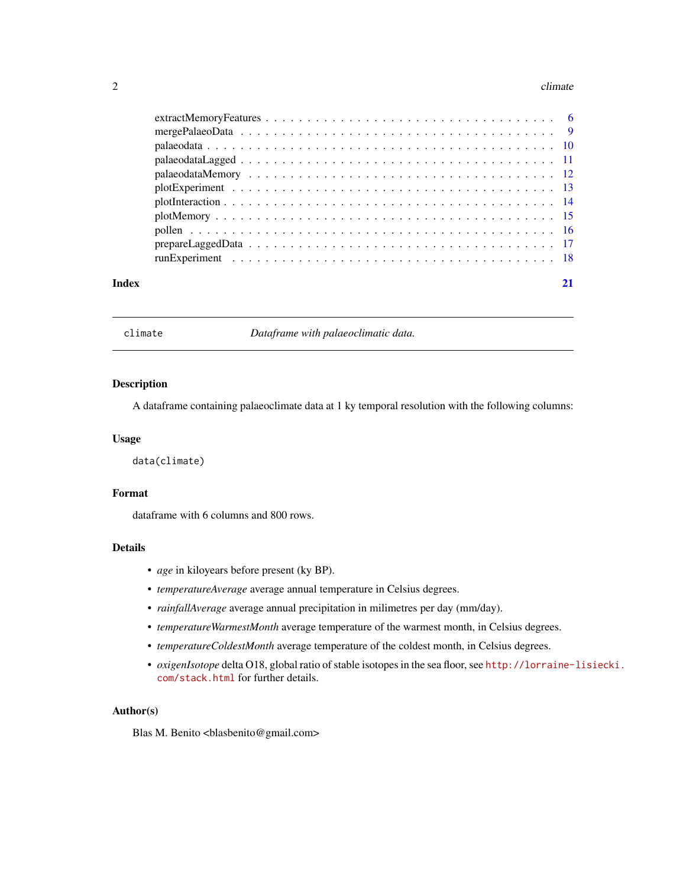extractMemoryFeatures . . . . . . . . . . . . . . . . . . . . . . . . . . . . . . . . . . 6
mergePalaeoData . . . . . . . . . . . . . . . . . . . . . . . . . . . . . . . . . . . . . 9
palaeodata . . . . . . . . . . . . . . . . . . . . . . . . . . . . . . . . . . . . . . . . 10
palaeodataLagged . . . . . . . . . . . . . . . . . . . . . . . . . . . . . . . . . . . . 11
palaeodataMemory . . . . . . . . . . . . . . . . . . . . . . . . . . . . . . . . . . . . 12
plotExperiment . . . . . . . . . . . . . . . . . . . . . . . . . . . . . . . . . . . . . . 13
plotInteraction . . . . . . . . . . . . . . . . . . . . . . . . . . . . . . . . . . . . . . 14
plotMemory . . . . . . . . . . . . . . . . . . . . . . . . . . . . . . . . . . . . . . . . 15
pollen . . . . . . . . . . . . . . . . . . . . . . . . . . . . . . . . . . . . . . . . . . 16
prepareLaggedData . . . . . . . . . . . . . . . . . . . . . . . . . . . . . . . . . . . . 17
runExperiment . . . . . . . . . . . . . . . . . . . . . . . . . . . . . . . . . . . . . . 18

**Index** **21**

---

## climate — *Dataframe with palaeoclimatic data.*

---

### Description

A dataframe containing palaeoclimate data at 1 ky temporal resolution with the following columns:

### Usage

```
data(climate)
```

### Format

dataframe with 6 columns and 800 rows.

### Details

- *age* in kiloyears before present (ky BP).
- *temperatureAverage* average annual temperature in Celsius degrees.
- *rainfallAverage* average annual precipitation in milimetres per day (mm/day).
- *temperatureWarmestMonth* average temperature of the warmest month, in Celsius degrees.
- *temperatureColdestMonth* average temperature of the coldest month, in Celsius degrees.
- *oxigenIsotope* delta O18, global ratio of stable isotopes in the sea floor, see http://lorraine-lisiecki.com/stack.html for further details.

### Author(s)

Blas M. Benito <blasbenito@gmail.com>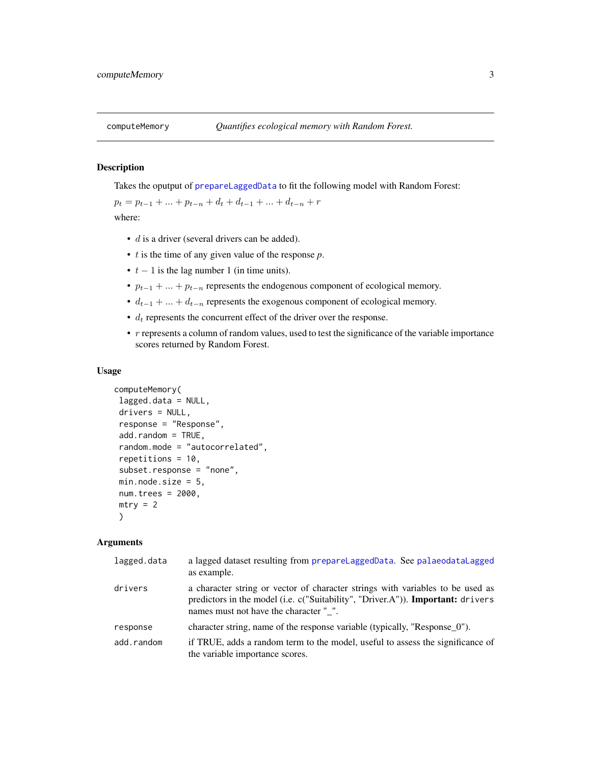## computeMemory — *Quantifies ecological memory with Random Forest.*

### Description

Takes the oputput of prepareLaggedData to fit the following model with Random Forest:

$p_t = p_{t-1} + ... + p_{t-n} + d_t + d_{t-1} + ... + d_{t-n} + r$

where:

- $d$ is a driver (several drivers can be added).
- $t$ is the time of any given value of the response $p$.
- $t - 1$ is the lag number 1 (in time units).
- $p_{t-1} + ... + p_{t-n}$ represents the endogenous component of ecological memory.
- $d_{t-1} + ... + d_{t-n}$ represents the exogenous component of ecological memory.
- $d_t$ represents the concurrent effect of the driver over the response.
- $r$ represents a column of random values, used to test the significance of the variable importance scores returned by Random Forest.

### Usage

```
computeMemory(
 lagged.data = NULL,
 drivers = NULL,
 response = "Response",
 add.random = TRUE,
 random.mode = "autocorrelated",
 repetitions = 10,
 subset.response = "none",
 min.node.size = 5,
 num.trees = 2000,
 mtry = 2
 )
```

### Arguments

| | |
|---|---|
| lagged.data | a lagged dataset resulting from prepareLaggedData. See palaeodataLagged as example. |
| drivers | a character string or vector of character strings with variables to be used as predictors in the model (i.e. c("Suitability", "Driver.A")). **Important:** drivers names must not have the character "_". |
| response | character string, name of the response variable (typically, "Response_0"). |
| add.random | if TRUE, adds a random term to the model, useful to assess the significance of the variable importance scores. |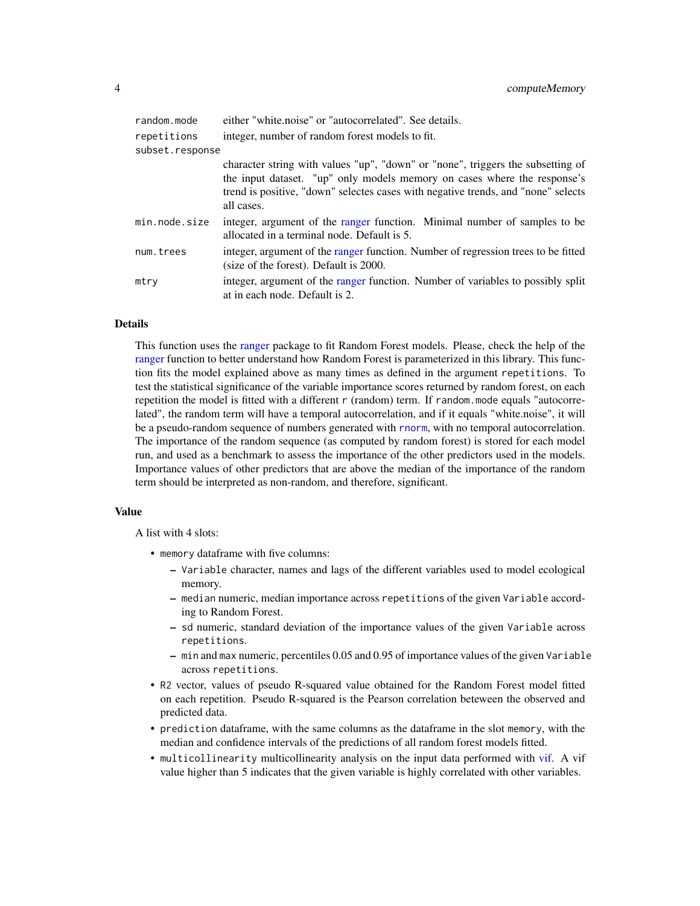| | |
|---|---|
| `random.mode` | either "white.noise" or "autocorrelated". See details. |
| `repetitions` | integer, number of random forest models to fit. |
| `subset.response` | character string with values "up", "down" or "none", triggers the subsetting of the input dataset. "up" only models memory on cases where the response's trend is positive, "down" selectes cases with negative trends, and "none" selects all cases. |
| `min.node.size` | integer, argument of the ranger function. Minimal number of samples to be allocated in a terminal node. Default is 5. |
| `num.trees` | integer, argument of the ranger function. Number of regression trees to be fitted (size of the forest). Default is 2000. |
| `mtry` | integer, argument of the ranger function. Number of variables to possibly split at in each node. Default is 2. |

## Details

This function uses the ranger package to fit Random Forest models. Please, check the help of the ranger function to better understand how Random Forest is parameterized in this library. This function fits the model explained above as many times as defined in the argument `repetitions`. To test the statistical significance of the variable importance scores returned by random forest, on each repetition the model is fitted with a different `r` (random) term. If `random.mode` equals "autocorrelated", the random term will have a temporal autocorrelation, and if it equals "white.noise", it will be a pseudo-random sequence of numbers generated with `rnorm`, with no temporal autocorrelation. The importance of the random sequence (as computed by random forest) is stored for each model run, and used as a benchmark to assess the importance of the other predictors used in the models. Importance values of other predictors that are above the median of the importance of the random term should be interpreted as non-random, and therefore, significant.

## Value

A list with 4 slots:

- `memory` dataframe with five columns:
  - `Variable` character, names and lags of the different variables used to model ecological memory.
  - `median` numeric, median importance across `repetitions` of the given `Variable` according to Random Forest.
  - `sd` numeric, standard deviation of the importance values of the given `Variable` across `repetitions`.
  - `min` and `max` numeric, percentiles 0.05 and 0.95 of importance values of the given `Variable` across `repetitions`.
- `R2` vector, values of pseudo R-squared value obtained for the Random Forest model fitted on each repetition. Pseudo R-squared is the Pearson correlation beteween the observed and predicted data.
- `prediction` dataframe, with the same columns as the dataframe in the slot `memory`, with the median and confidence intervals of the predictions of all random forest models fitted.
- `multicollinearity` multicollinearity analysis on the input data performed with vif. A vif value higher than 5 indicates that the given variable is highly correlated with other variables.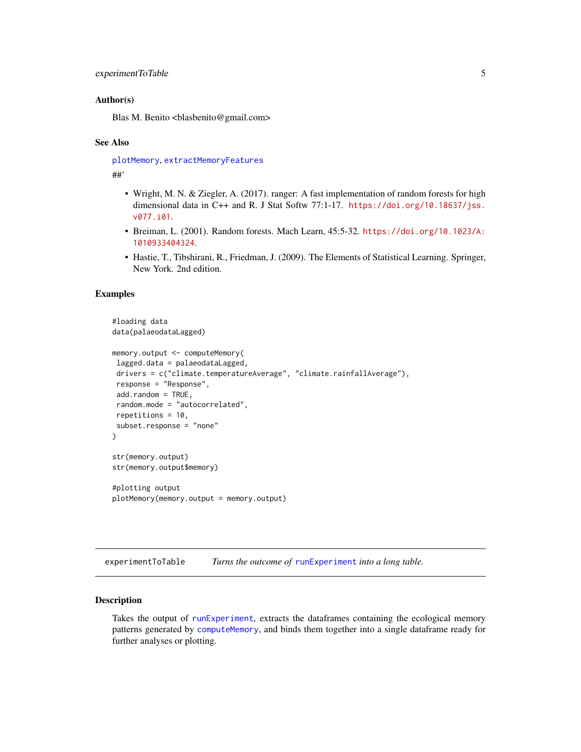### Author(s)

Blas M. Benito <blasbenito@gmail.com>

### See Also

plotMemory, extractMemoryFeatures

##'

- Wright, M. N. & Ziegler, A. (2017). ranger: A fast implementation of random forests for high dimensional data in C++ and R. J Stat Softw 77:1-17. https://doi.org/10.18637/jss.v077.i01.
- Breiman, L. (2001). Random forests. Mach Learn, 45:5-32. https://doi.org/10.1023/A:1010933404324.
- Hastie, T., Tibshirani, R., Friedman, J. (2009). The Elements of Statistical Learning. Springer, New York. 2nd edition.

### Examples

```
#loading data
data(palaeodataLagged)

memory.output <- computeMemory(
 lagged.data = palaeodataLagged,
 drivers = c("climate.temperatureAverage", "climate.rainfallAverage"),
 response = "Response",
 add.random = TRUE,
 random.mode = "autocorrelated",
 repetitions = 10,
 subset.response = "none"
)

str(memory.output)
str(memory.output$memory)

#plotting output
plotMemory(memory.output = memory.output)
```

---

## experimentToTable — *Turns the outcome of* runExperiment *into a long table.*

### Description

Takes the output of runExperiment, extracts the dataframes containing the ecological memory patterns generated by computeMemory, and binds them together into a single dataframe ready for further analyses or plotting.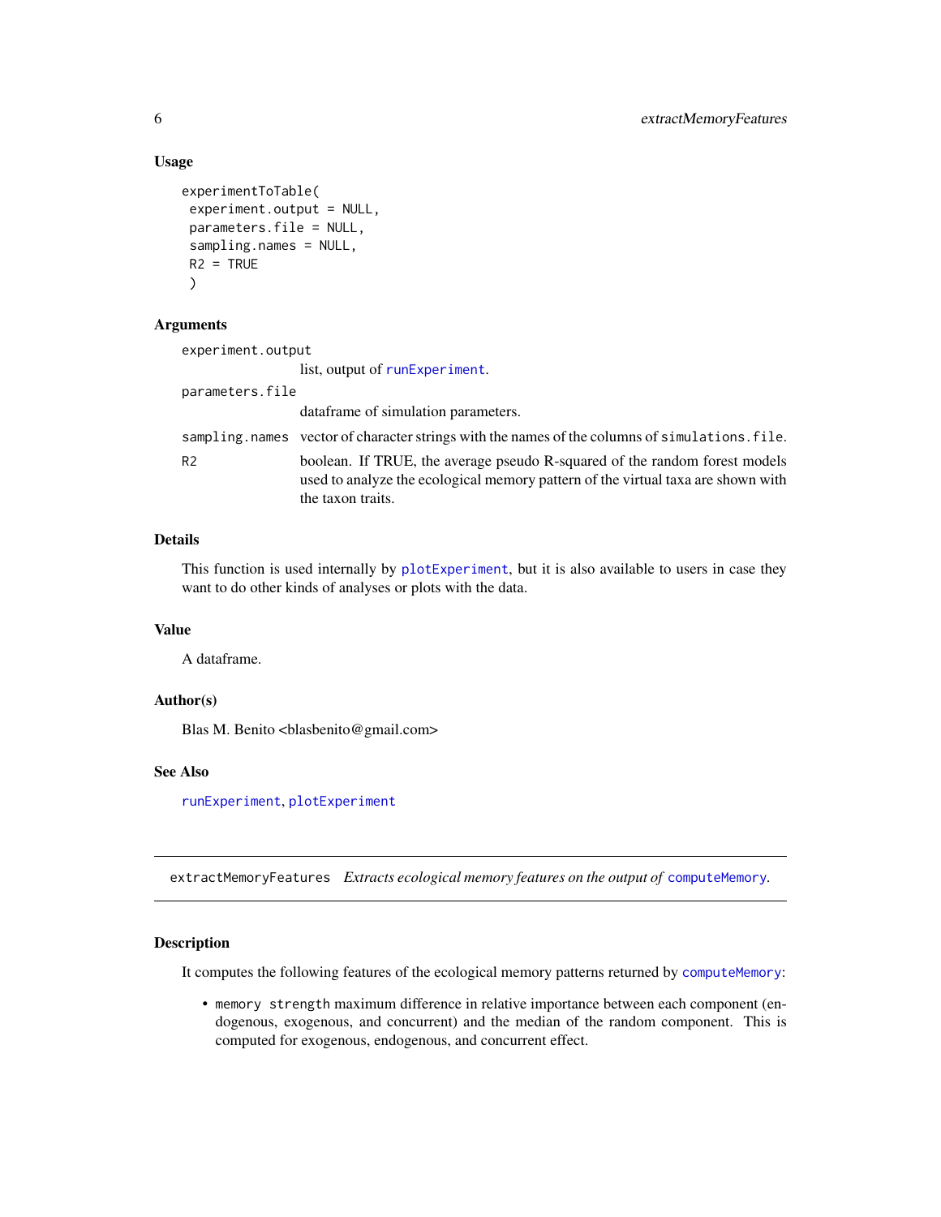### Usage

```
experimentToTable(
 experiment.output = NULL,
 parameters.file = NULL,
 sampling.names = NULL,
 R2 = TRUE
 )
```

### Arguments

- `experiment.output` list, output of `runExperiment`.
- `parameters.file` dataframe of simulation parameters.
- `sampling.names` vector of character strings with the names of the columns of `simulations.file`.
- `R2` boolean. If TRUE, the average pseudo R-squared of the random forest models used to analyze the ecological memory pattern of the virtual taxa are shown with the taxon traits.

### Details

This function is used internally by `plotExperiment`, but it is also available to users in case they want to do other kinds of analyses or plots with the data.

### Value

A dataframe.

### Author(s)

Blas M. Benito <blasbenito@gmail.com>

### See Also

`runExperiment`, `plotExperiment`

---

## extractMemoryFeatures *Extracts ecological memory features on the output of* `computeMemory`*.*

### Description

It computes the following features of the ecological memory patterns returned by `computeMemory`:

- `memory strength` maximum difference in relative importance between each component (endogenous, exogenous, and concurrent) and the median of the random component. This is computed for exogenous, endogenous, and concurrent effect.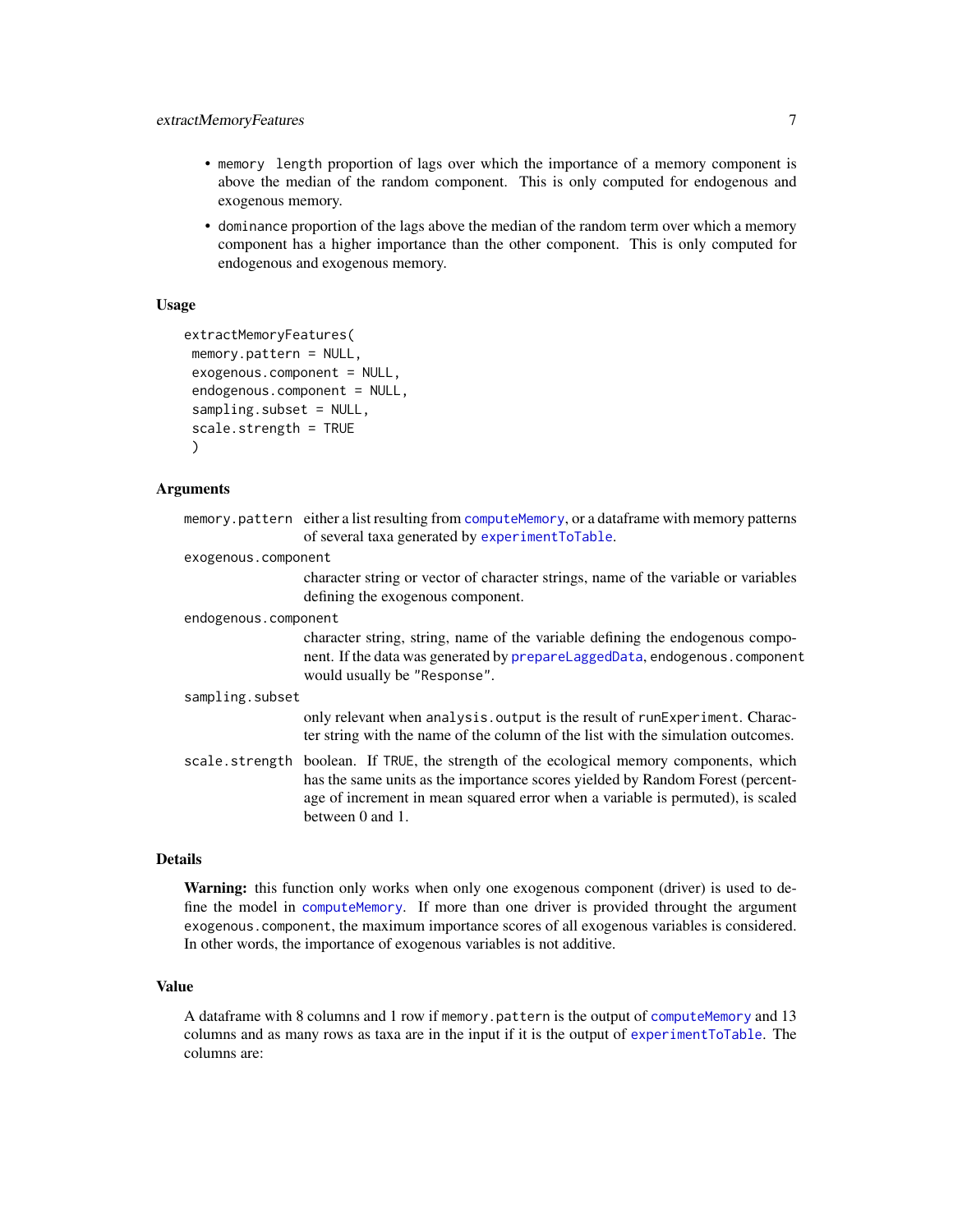- `memory length` proportion of lags over which the importance of a memory component is above the median of the random component. This is only computed for endogenous and exogenous memory.
- `dominance` proportion of the lags above the median of the random term over which a memory component has a higher importance than the other component. This is only computed for endogenous and exogenous memory.

### Usage

```
extractMemoryFeatures(
 memory.pattern = NULL,
 exogenous.component = NULL,
 endogenous.component = NULL,
 sampling.subset = NULL,
 scale.strength = TRUE
 )
```

### Arguments

`memory.pattern` either a list resulting from `computeMemory`, or a dataframe with memory patterns of several taxa generated by `experimentToTable`.

`exogenous.component` character string or vector of character strings, name of the variable or variables defining the exogenous component.

`endogenous.component` character string, string, name of the variable defining the endogenous component. If the data was generated by `prepareLaggedData`, `endogenous.component` would usually be `"Response"`.

`sampling.subset` only relevant when `analysis.output` is the result of `runExperiment`. Character string with the name of the column of the list with the simulation outcomes.

`scale.strength` boolean. If `TRUE`, the strength of the ecological memory components, which has the same units as the importance scores yielded by Random Forest (percentage of increment in mean squared error when a variable is permuted), is scaled between 0 and 1.

### Details

**Warning:** this function only works when only one exogenous component (driver) is used to define the model in `computeMemory`. If more than one driver is provided throught the argument `exogenous.component`, the maximum importance scores of all exogenous variables is considered. In other words, the importance of exogenous variables is not additive.

### Value

A dataframe with 8 columns and 1 row if `memory.pattern` is the output of `computeMemory` and 13 columns and as many rows as taxa are in the input if it is the output of `experimentToTable`. The columns are: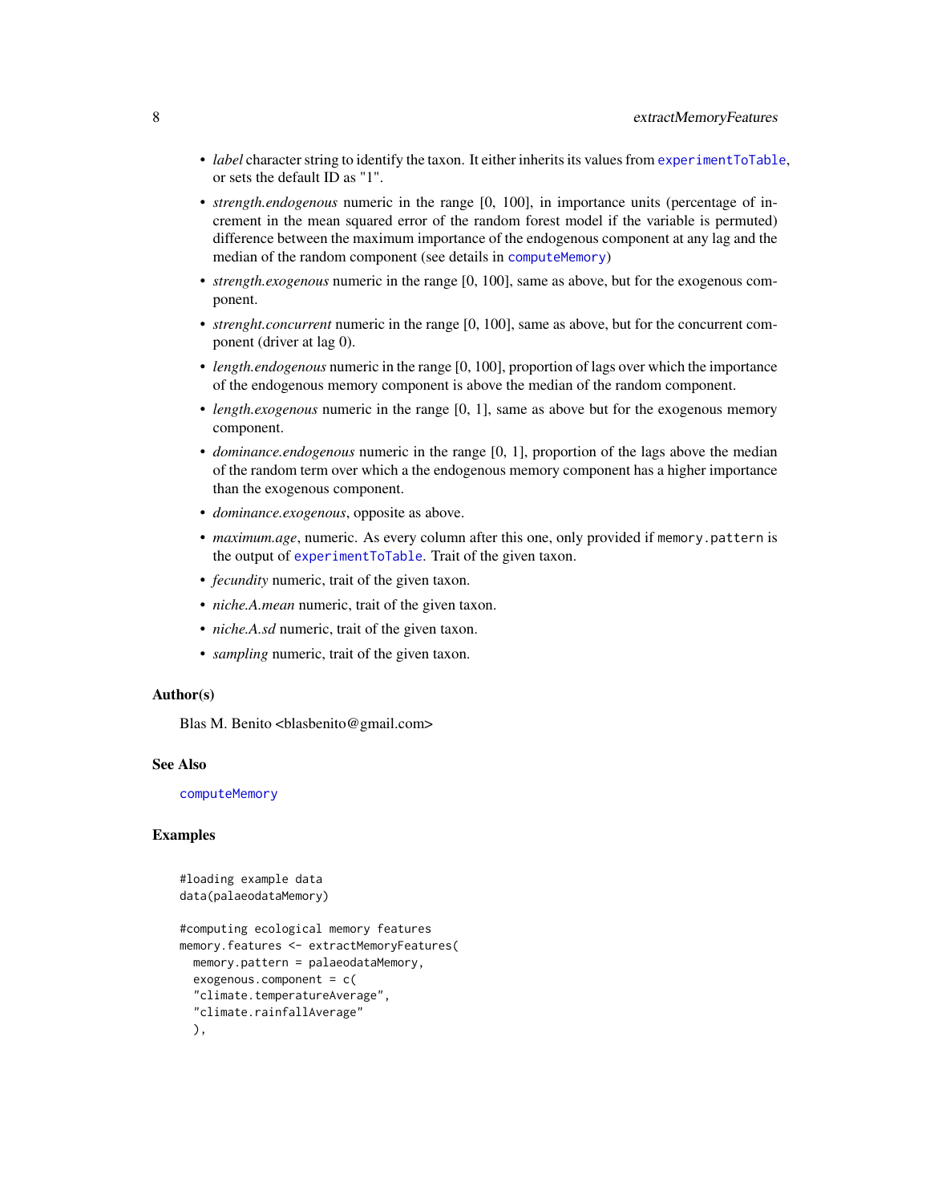- *label* character string to identify the taxon. It either inherits its values from `experimentToTable`, or sets the default ID as "1".
- *strength.endogenous* numeric in the range [0, 100], in importance units (percentage of increment in the mean squared error of the random forest model if the variable is permuted) difference between the maximum importance of the endogenous component at any lag and the median of the random component (see details in `computeMemory`)
- *strength.exogenous* numeric in the range [0, 100], same as above, but for the exogenous component.
- *strenght.concurrent* numeric in the range [0, 100], same as above, but for the concurrent component (driver at lag 0).
- *length.endogenous* numeric in the range [0, 100], proportion of lags over which the importance of the endogenous memory component is above the median of the random component.
- *length.exogenous* numeric in the range [0, 1], same as above but for the exogenous memory component.
- *dominance.endogenous* numeric in the range [0, 1], proportion of the lags above the median of the random term over which a the endogenous memory component has a higher importance than the exogenous component.
- *dominance.exogenous*, opposite as above.
- *maximum.age*, numeric. As every column after this one, only provided if `memory.pattern` is the output of `experimentToTable`. Trait of the given taxon.
- *fecundity* numeric, trait of the given taxon.
- *niche.A.mean* numeric, trait of the given taxon.
- *niche.A.sd* numeric, trait of the given taxon.
- *sampling* numeric, trait of the given taxon.

### Author(s)

Blas M. Benito <blasbenito@gmail.com>

### See Also

`computeMemory`

### Examples

```
#loading example data
data(palaeodataMemory)

#computing ecological memory features
memory.features <- extractMemoryFeatures(
  memory.pattern = palaeodataMemory,
  exogenous.component = c(
  "climate.temperatureAverage",
  "climate.rainfallAverage"
  ),
```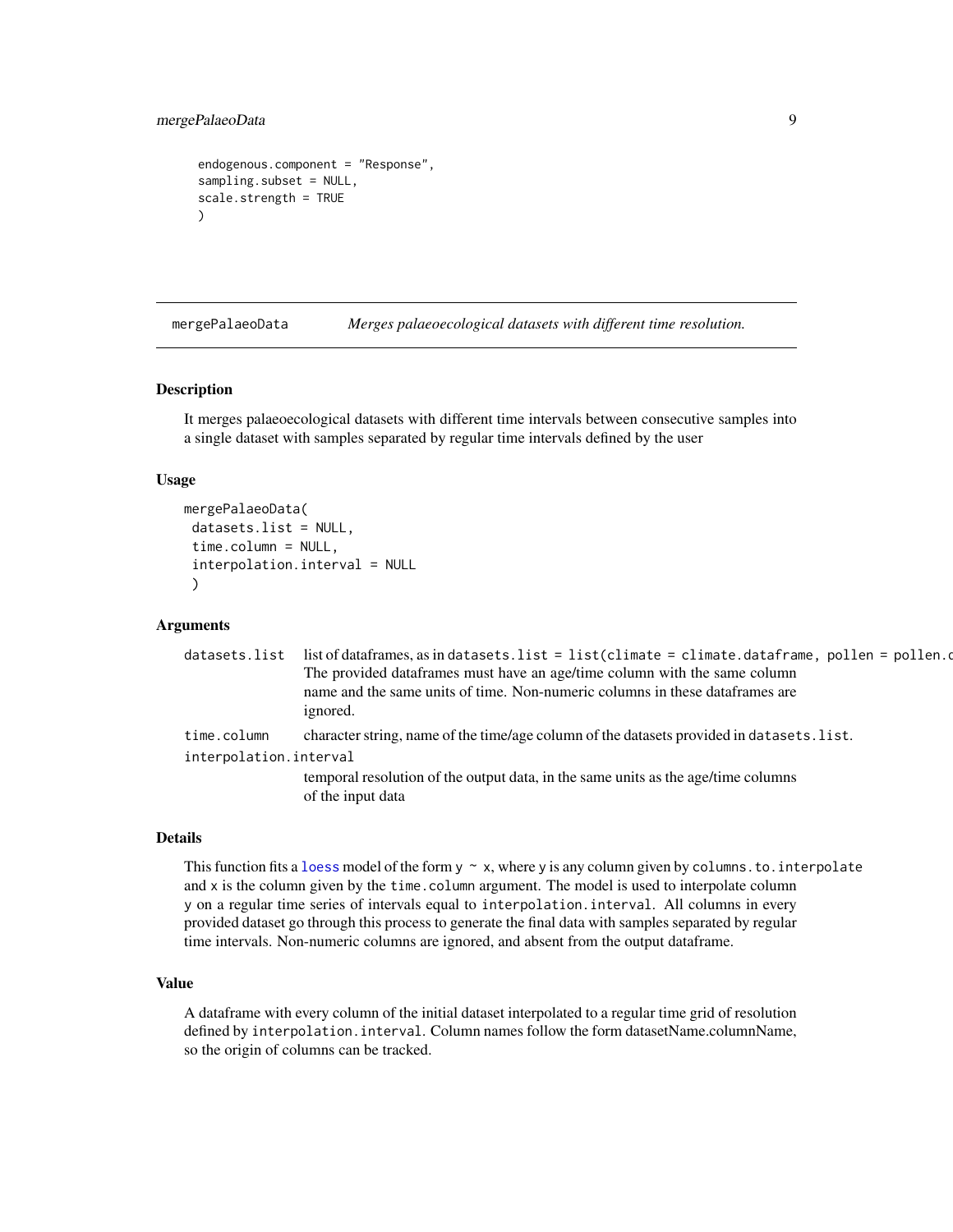```
  endogenous.component = "Response",
  sampling.subset = NULL,
  scale.strength = TRUE
  )
```

## mergePalaeoData — *Merges palaeoecological datasets with different time resolution.*

### Description

It merges palaeoecological datasets with different time intervals between consecutive samples into a single dataset with samples separated by regular time intervals defined by the user

### Usage

```
mergePalaeoData(
 datasets.list = NULL,
 time.column = NULL,
 interpolation.interval = NULL
 )
```

### Arguments

| | |
|---|---|
| `datasets.list` | list of dataframes, as in `datasets.list = list(climate = climate.dataframe, pollen = pollen.d` The provided dataframes must have an age/time column with the same column name and the same units of time. Non-numeric columns in these dataframes are ignored. |
| `time.column` | character string, name of the time/age column of the datasets provided in `datasets.list`. |
| `interpolation.interval` | temporal resolution of the output data, in the same units as the age/time columns of the input data |

### Details

This function fits a `loess` model of the form `y ~ x`, where `y` is any column given by `columns.to.interpolate` and `x` is the column given by the `time.column` argument. The model is used to interpolate column `y` on a regular time series of intervals equal to `interpolation.interval`. All columns in every provided dataset go through this process to generate the final data with samples separated by regular time intervals. Non-numeric columns are ignored, and absent from the output dataframe.

### Value

A dataframe with every column of the initial dataset interpolated to a regular time grid of resolution defined by `interpolation.interval`. Column names follow the form datasetName.columnName, so the origin of columns can be tracked.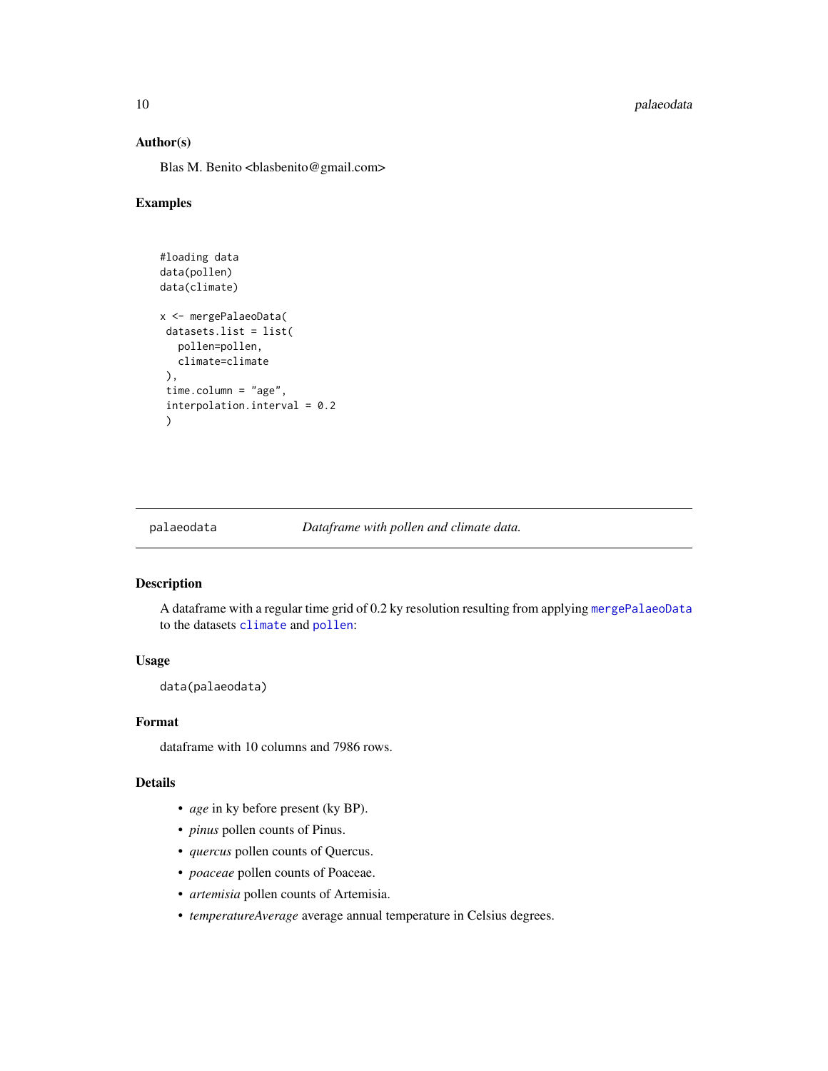### Author(s)

Blas M. Benito <blasbenito@gmail.com>

### Examples

```
#loading data
data(pollen)
data(climate)

x <- mergePalaeoData(
 datasets.list = list(
   pollen=pollen,
   climate=climate
 ),
 time.column = "age",
 interpolation.interval = 0.2
 )
```

---

## palaeodata — *Dataframe with pollen and climate data.*

### Description

A dataframe with a regular time grid of 0.2 ky resolution resulting from applying `mergePalaeoData` to the datasets `climate` and `pollen`:

### Usage

```
data(palaeodata)
```

### Format

dataframe with 10 columns and 7986 rows.

### Details

- *age* in ky before present (ky BP).
- *pinus* pollen counts of Pinus.
- *quercus* pollen counts of Quercus.
- *poaceae* pollen counts of Poaceae.
- *artemisia* pollen counts of Artemisia.
- *temperatureAverage* average annual temperature in Celsius degrees.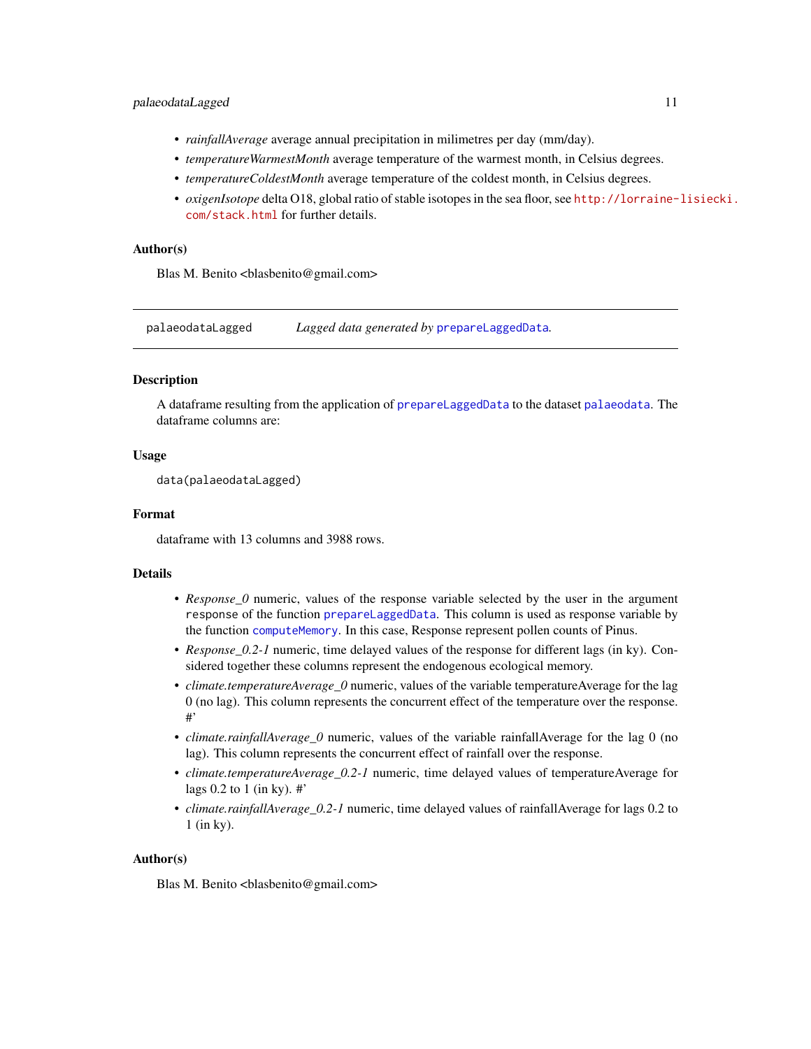- *rainfallAverage* average annual precipitation in milimetres per day (mm/day).
- *temperatureWarmestMonth* average temperature of the warmest month, in Celsius degrees.
- *temperatureColdestMonth* average temperature of the coldest month, in Celsius degrees.
- *oxigenIsotope* delta O18, global ratio of stable isotopes in the sea floor, see http://lorraine-lisiecki.com/stack.html for further details.

### Author(s)

Blas M. Benito <blasbenito@gmail.com>

---

## palaeodataLagged — *Lagged data generated by* prepareLaggedData*.*

---

### Description

A dataframe resulting from the application of prepareLaggedData to the dataset palaeodata. The dataframe columns are:

### Usage

```
data(palaeodataLagged)
```

### Format

dataframe with 13 columns and 3988 rows.

### Details

- *Response_0* numeric, values of the response variable selected by the user in the argument `response` of the function prepareLaggedData. This column is used as response variable by the function computeMemory. In this case, Response represent pollen counts of Pinus.
- *Response_0.2-1* numeric, time delayed values of the response for different lags (in ky). Considered together these columns represent the endogenous ecological memory.
- *climate.temperatureAverage_0* numeric, values of the variable temperatureAverage for the lag 0 (no lag). This column represents the concurrent effect of the temperature over the response. #'
- *climate.rainfallAverage_0* numeric, values of the variable rainfallAverage for the lag 0 (no lag). This column represents the concurrent effect of rainfall over the response.
- *climate.temperatureAverage_0.2-1* numeric, time delayed values of temperatureAverage for lags 0.2 to 1 (in ky). #'
- *climate.rainfallAverage_0.2-1* numeric, time delayed values of rainfallAverage for lags 0.2 to 1 (in ky).

### Author(s)

Blas M. Benito <blasbenito@gmail.com>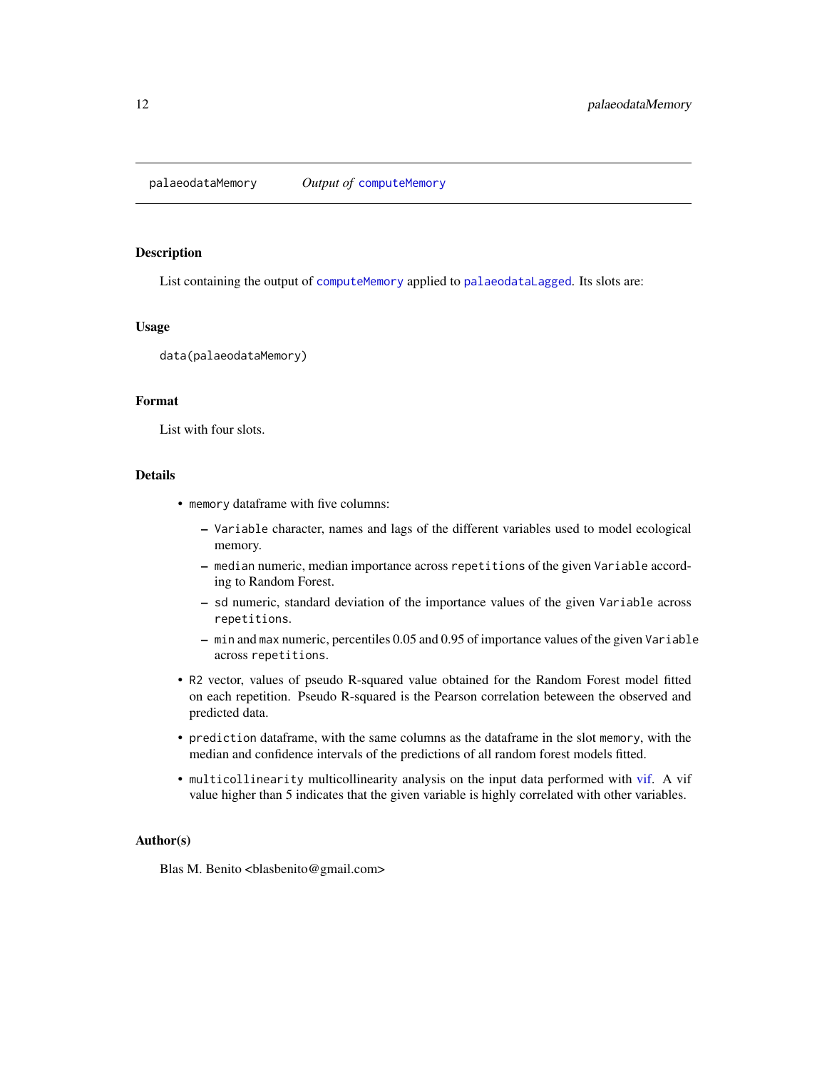palaeodataMemory    *Output of* `computeMemory`

## Description

List containing the output of `computeMemory` applied to `palaeodataLagged`. Its slots are:

## Usage

```
data(palaeodataMemory)
```

## Format

List with four slots.

## Details

- `memory` dataframe with five columns:
  - `Variable` character, names and lags of the different variables used to model ecological memory.
  - `median` numeric, median importance across `repetitions` of the given `Variable` according to Random Forest.
  - `sd` numeric, standard deviation of the importance values of the given `Variable` across `repetitions`.
  - `min` and `max` numeric, percentiles 0.05 and 0.95 of importance values of the given `Variable` across `repetitions`.
- `R2` vector, values of pseudo R-squared value obtained for the Random Forest model fitted on each repetition. Pseudo R-squared is the Pearson correlation beteween the observed and predicted data.
- `prediction` dataframe, with the same columns as the dataframe in the slot `memory`, with the median and confidence intervals of the predictions of all random forest models fitted.
- `multicollinearity` multicollinearity analysis on the input data performed with vif. A vif value higher than 5 indicates that the given variable is highly correlated with other variables.

## Author(s)

Blas M. Benito <blasbenito@gmail.com>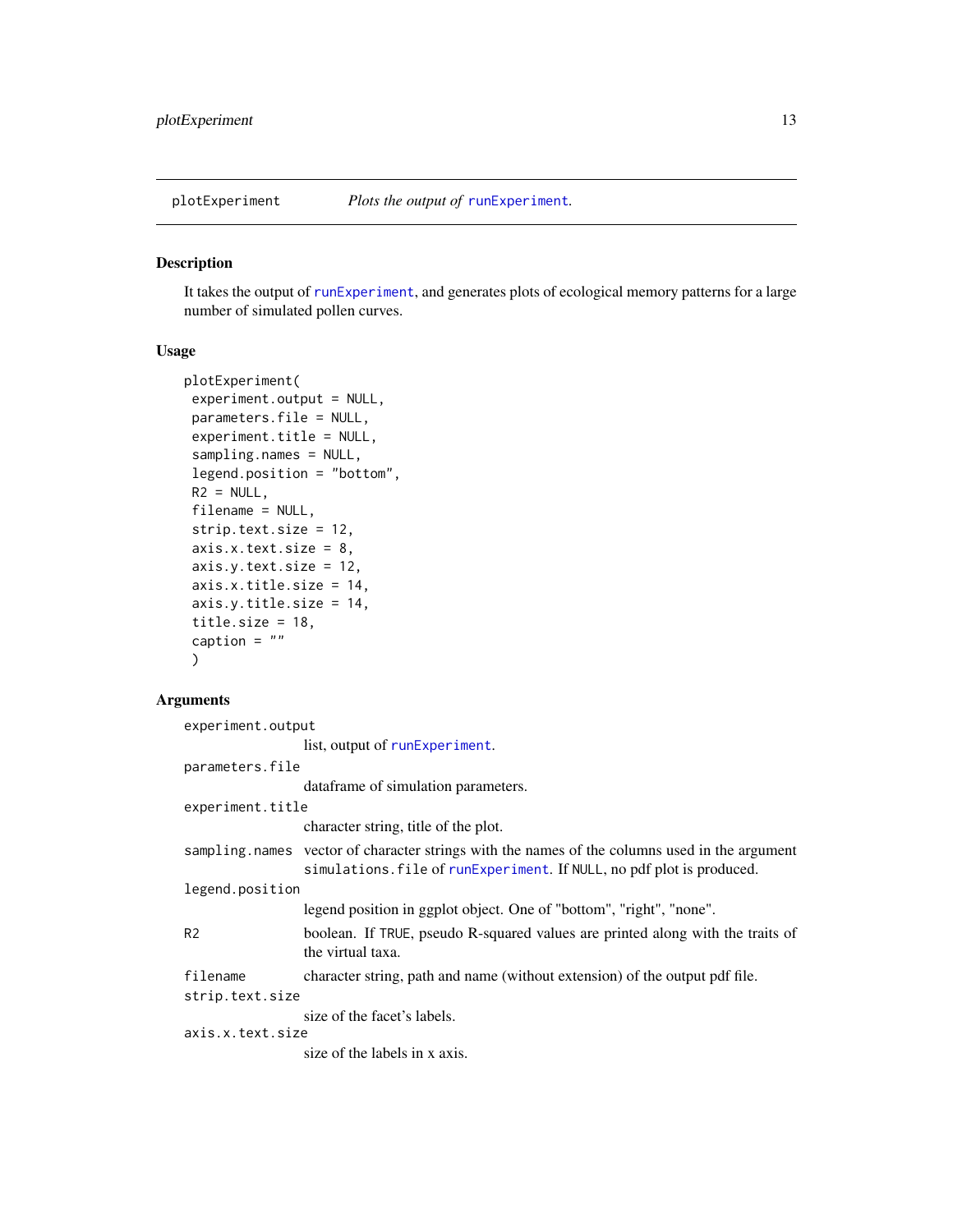plotExperiment *Plots the output of* runExperiment.

## Description

It takes the output of runExperiment, and generates plots of ecological memory patterns for a large number of simulated pollen curves.

## Usage

```
plotExperiment(
  experiment.output = NULL,
  parameters.file = NULL,
  experiment.title = NULL,
  sampling.names = NULL,
  legend.position = "bottom",
  R2 = NULL,
  filename = NULL,
  strip.text.size = 12,
  axis.x.text.size = 8,
  axis.y.text.size = 12,
  axis.x.title.size = 14,
  axis.y.title.size = 14,
  title.size = 18,
  caption = ""
)
```

## Arguments

`experiment.output`
: list, output of runExperiment.

`parameters.file`
: dataframe of simulation parameters.

`experiment.title`
: character string, title of the plot.

`sampling.names`
: vector of character strings with the names of the columns used in the argument `simulations.file` of runExperiment. If `NULL`, no pdf plot is produced.

`legend.position`
: legend position in ggplot object. One of "bottom", "right", "none".

`R2`
: boolean. If `TRUE`, pseudo R-squared values are printed along with the traits of the virtual taxa.

`filename`
: character string, path and name (without extension) of the output pdf file.

`strip.text.size`
: size of the facet's labels.

`axis.x.text.size`
: size of the labels in x axis.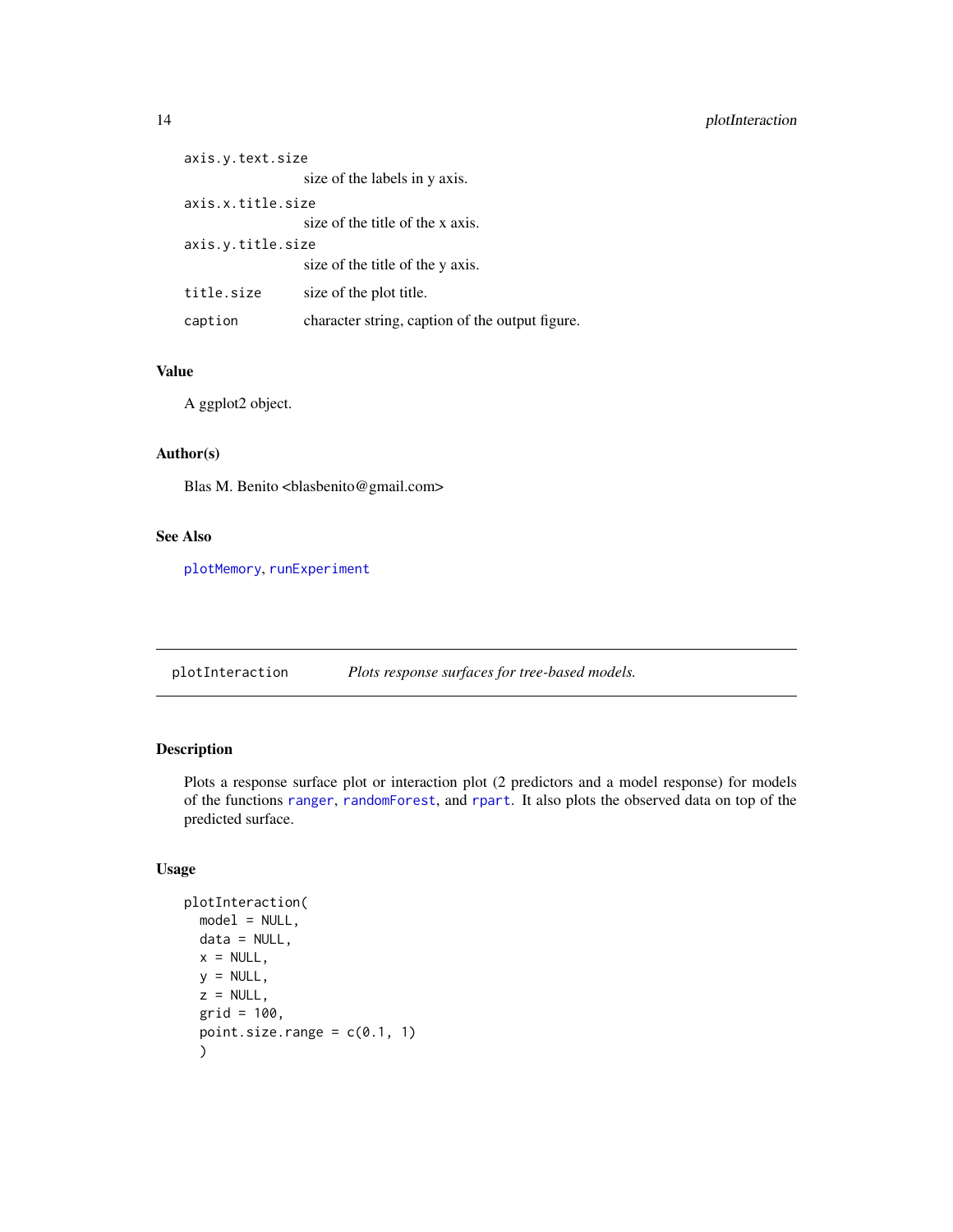| | |
|---|---|
| axis.y.text.size | size of the labels in y axis. |
| axis.x.title.size | size of the title of the x axis. |
| axis.y.title.size | size of the title of the y axis. |
| title.size | size of the plot title. |
| caption | character string, caption of the output figure. |

### Value

A ggplot2 object.

### Author(s)

Blas M. Benito <blasbenito@gmail.com>

### See Also

plotMemory, runExperiment

---

## plotInteraction — *Plots response surfaces for tree-based models.*

---

### Description

Plots a response surface plot or interaction plot (2 predictors and a model response) for models of the functions ranger, randomForest, and rpart. It also plots the observed data on top of the predicted surface.

### Usage

```
plotInteraction(
  model = NULL,
  data = NULL,
  x = NULL,
  y = NULL,
  z = NULL,
  grid = 100,
  point.size.range = c(0.1, 1)
  )
```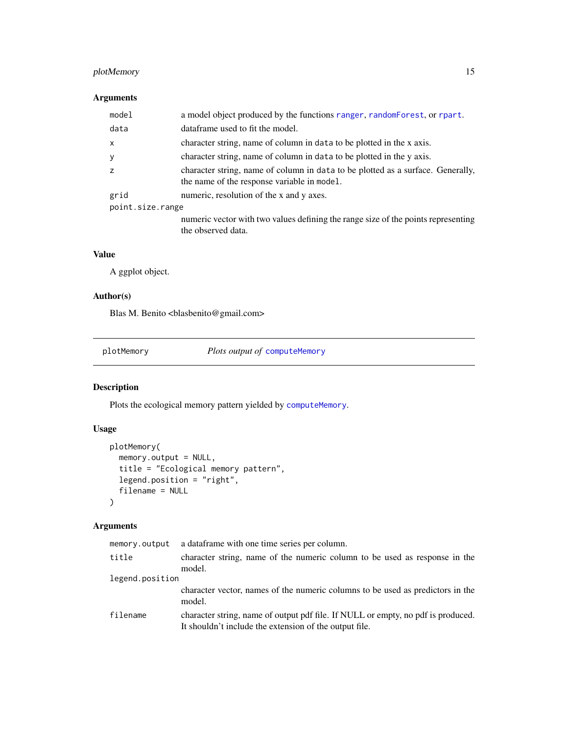### Arguments

| | |
|---|---|
| `model` | a model object produced by the functions `ranger`, `randomForest`, or `rpart`. |
| `data` | dataframe used to fit the model. |
| `x` | character string, name of column in `data` to be plotted in the x axis. |
| `y` | character string, name of column in `data` to be plotted in the y axis. |
| `z` | character string, name of column in `data` to be plotted as a surface. Generally, the name of the response variable in `model`. |
| `grid` | numeric, resolution of the x and y axes. |
| `point.size.range` | numeric vector with two values defining the range size of the points representing the observed data. |

### Value

A ggplot object.

### Author(s)

Blas M. Benito <blasbenito@gmail.com>

---

## plotMemory — *Plots output of* `computeMemory`

### Description

Plots the ecological memory pattern yielded by `computeMemory`.

### Usage

```
plotMemory(
  memory.output = NULL,
  title = "Ecological memory pattern",
  legend.position = "right",
  filename = NULL
)
```

### Arguments

| | |
|---|---|
| `memory.output` | a dataframe with one time series per column. |
| `title` | character string, name of the numeric column to be used as response in the model. |
| `legend.position` | character vector, names of the numeric columns to be used as predictors in the model. |
| `filename` | character string, name of output pdf file. If NULL or empty, no pdf is produced. It shouldn't include the extension of the output file. |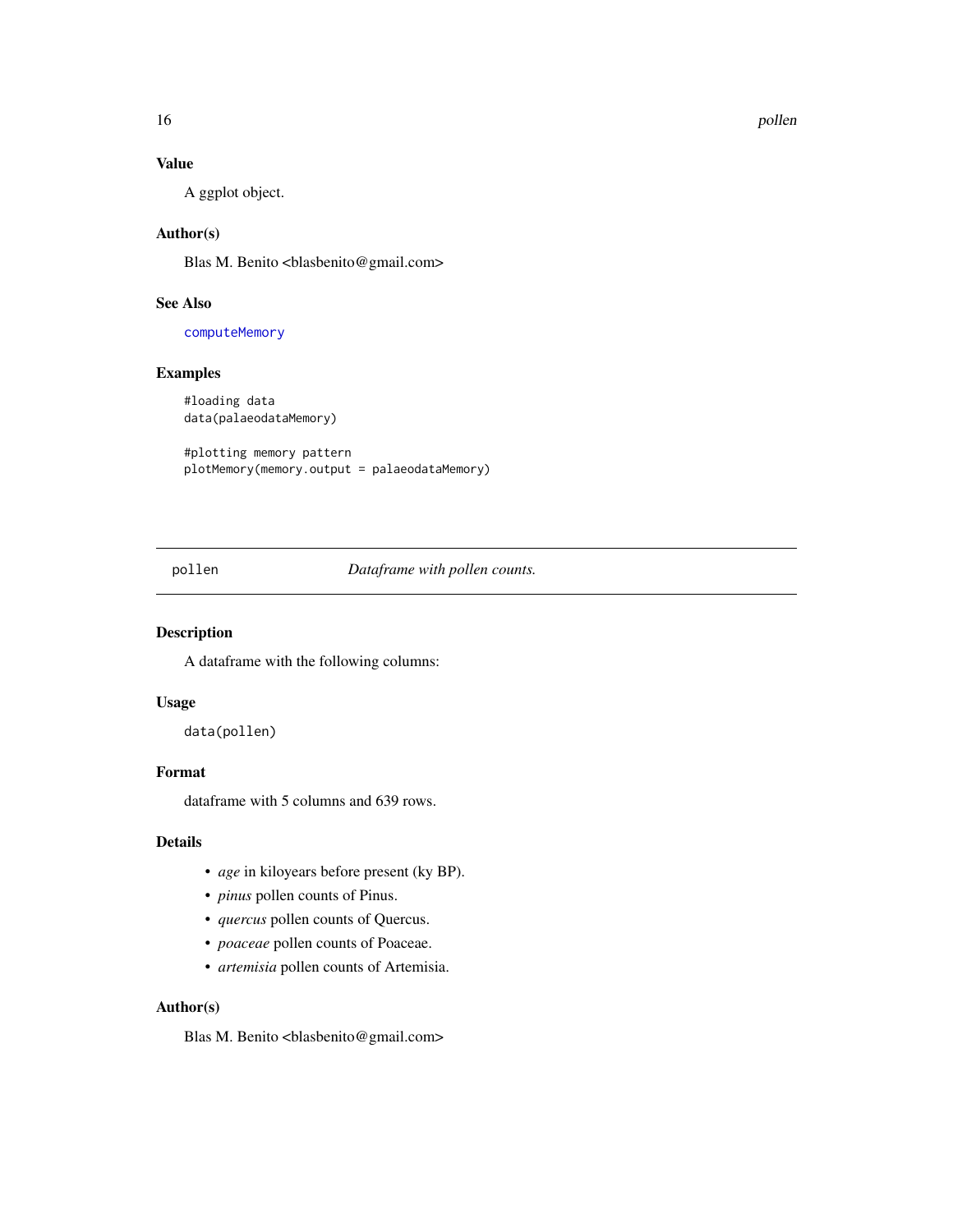### Value

A ggplot object.

### Author(s)

Blas M. Benito <blasbenito@gmail.com>

### See Also

computeMemory

### Examples

```
#loading data
data(palaeodataMemory)

#plotting memory pattern
plotMemory(memory.output = palaeodataMemory)
```

---

## pollen — *Dataframe with pollen counts.*

---

### Description

A dataframe with the following columns:

### Usage

```
data(pollen)
```

### Format

dataframe with 5 columns and 639 rows.

### Details

- *age* in kiloyears before present (ky BP).
- *pinus* pollen counts of Pinus.
- *quercus* pollen counts of Quercus.
- *poaceae* pollen counts of Poaceae.
- *artemisia* pollen counts of Artemisia.

### Author(s)

Blas M. Benito <blasbenito@gmail.com>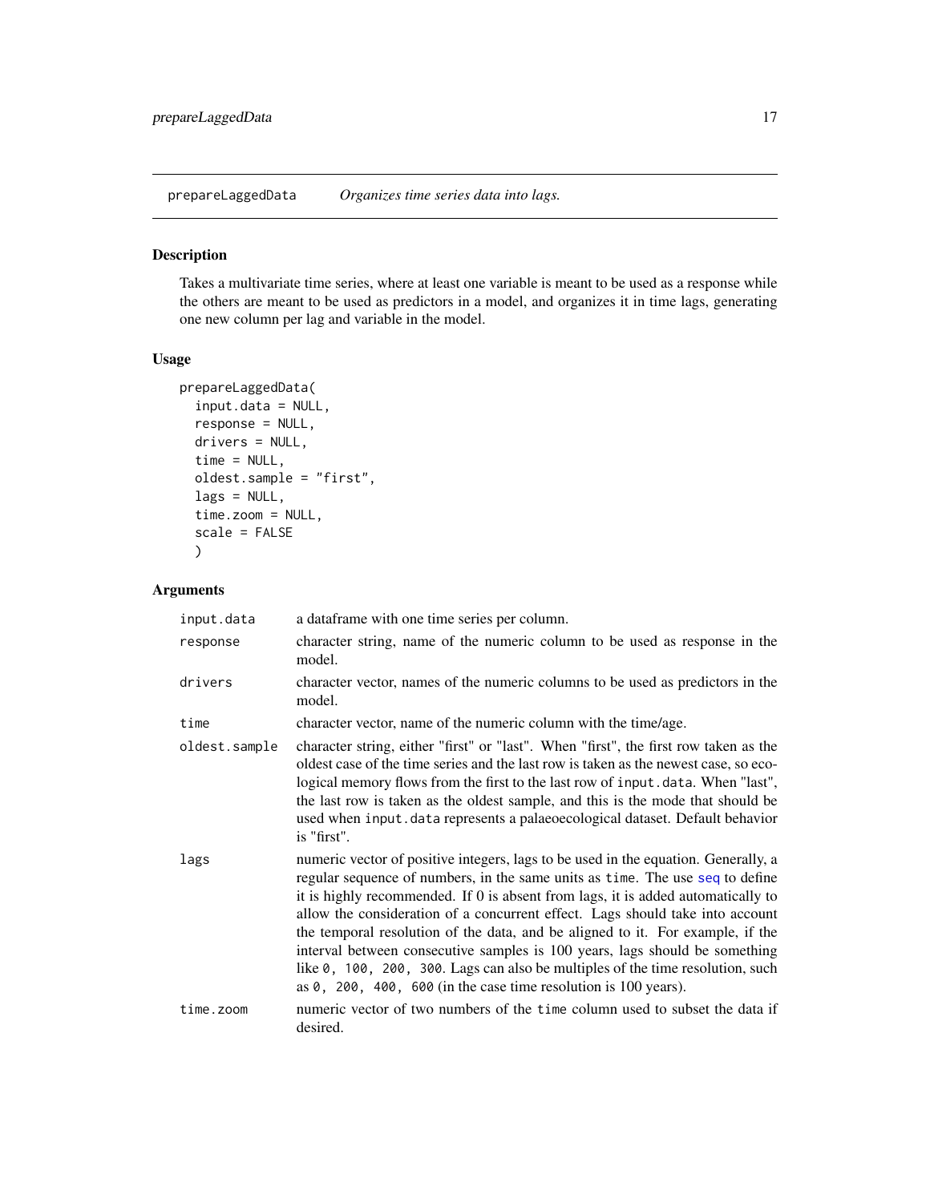## prepareLaggedData *Organizes time series data into lags.*

### Description

Takes a multivariate time series, where at least one variable is meant to be used as a response while the others are meant to be used as predictors in a model, and organizes it in time lags, generating one new column per lag and variable in the model.

### Usage

```
prepareLaggedData(
  input.data = NULL,
  response = NULL,
  drivers = NULL,
  time = NULL,
  oldest.sample = "first",
  lags = NULL,
  time.zoom = NULL,
  scale = FALSE
  )
```

### Arguments

| | |
|---|---|
| `input.data` | a dataframe with one time series per column. |
| `response` | character string, name of the numeric column to be used as response in the model. |
| `drivers` | character vector, names of the numeric columns to be used as predictors in the model. |
| `time` | character vector, name of the numeric column with the time/age. |
| `oldest.sample` | character string, either "first" or "last". When "first", the first row taken as the oldest case of the time series and the last row is taken as the newest case, so ecological memory flows from the first to the last row of `input.data`. When "last", the last row is taken as the oldest sample, and this is the mode that should be used when `input.data` represents a palaeoecological dataset. Default behavior is "first". |
| `lags` | numeric vector of positive integers, lags to be used in the equation. Generally, a regular sequence of numbers, in the same units as `time`. The use `seq` to define it is highly recommended. If 0 is absent from lags, it is added automatically to allow the consideration of a concurrent effect. Lags should take into account the temporal resolution of the data, and be aligned to it. For example, if the interval between consecutive samples is 100 years, lags should be something like `0, 100, 200, 300`. Lags can also be multiples of the time resolution, such as `0, 200, 400, 600` (in the case time resolution is 100 years). |
| `time.zoom` | numeric vector of two numbers of the `time` column used to subset the data if desired. |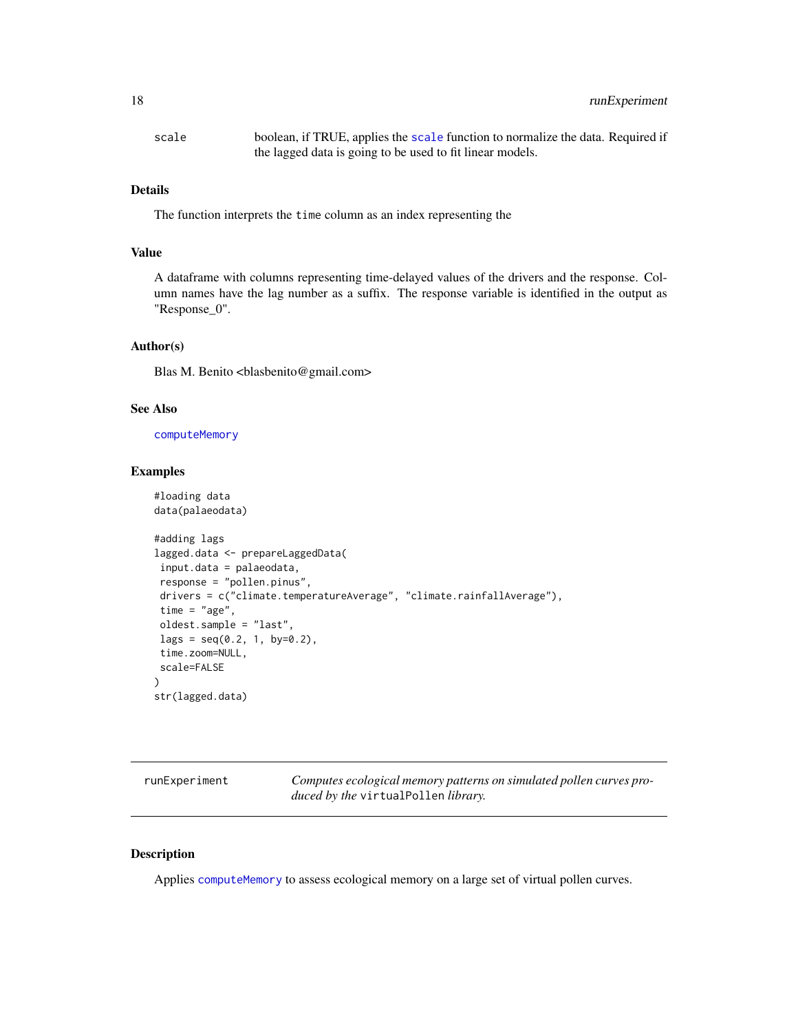| | |
|---|---|
| scale | boolean, if TRUE, applies the scale function to normalize the data. Required if the lagged data is going to be used to fit linear models. |

### Details

The function interprets the time column as an index representing the

### Value

A dataframe with columns representing time-delayed values of the drivers and the response. Column names have the lag number as a suffix. The response variable is identified in the output as "Response_0".

### Author(s)

Blas M. Benito <blasbenito@gmail.com>

### See Also

computeMemory

### Examples

```
#loading data
data(palaeodata)

#adding lags
lagged.data <- prepareLaggedData(
 input.data = palaeodata,
 response = "pollen.pinus",
 drivers = c("climate.temperatureAverage", "climate.rainfallAverage"),
 time = "age",
 oldest.sample = "last",
 lags = seq(0.2, 1, by=0.2),
 time.zoom=NULL,
 scale=FALSE
)
str(lagged.data)
```

---

## runExperiment — *Computes ecological memory patterns on simulated pollen curves produced by the* virtualPollen *library.*

---

### Description

Applies computeMemory to assess ecological memory on a large set of virtual pollen curves.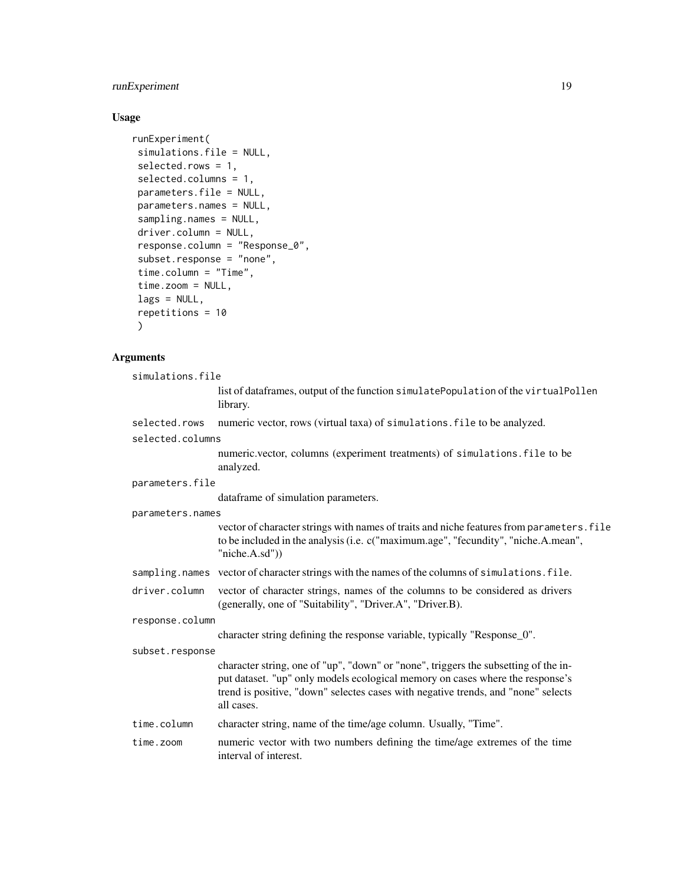## Usage

```
runExperiment(
 simulations.file = NULL,
 selected.rows = 1,
 selected.columns = 1,
 parameters.file = NULL,
 parameters.names = NULL,
 sampling.names = NULL,
 driver.column = NULL,
 response.column = "Response_0",
 subset.response = "none",
 time.column = "Time",
 time.zoom = NULL,
 lags = NULL,
 repetitions = 10
 )
```

## Arguments

`simulations.file`
: list of dataframes, output of the function `simulatePopulation` of the `virtualPollen` library.

`selected.rows`
: numeric vector, rows (virtual taxa) of `simulations.file` to be analyzed.

`selected.columns`
: numeric.vector, columns (experiment treatments) of `simulations.file` to be analyzed.

`parameters.file`
: dataframe of simulation parameters.

`parameters.names`
: vector of character strings with names of traits and niche features from `parameters.file` to be included in the analysis (i.e. c("maximum.age", "fecundity", "niche.A.mean", "niche.A.sd"))

`sampling.names`
: vector of character strings with the names of the columns of `simulations.file`.

`driver.column`
: vector of character strings, names of the columns to be considered as drivers (generally, one of "Suitability", "Driver.A", "Driver.B).

`response.column`
: character string defining the response variable, typically "Response_0".

`subset.response`
: character string, one of "up", "down" or "none", triggers the subsetting of the input dataset. "up" only models ecological memory on cases where the response's trend is positive, "down" selectes cases with negative trends, and "none" selects all cases.

`time.column`
: character string, name of the time/age column. Usually, "Time".

`time.zoom`
: numeric vector with two numbers defining the time/age extremes of the time interval of interest.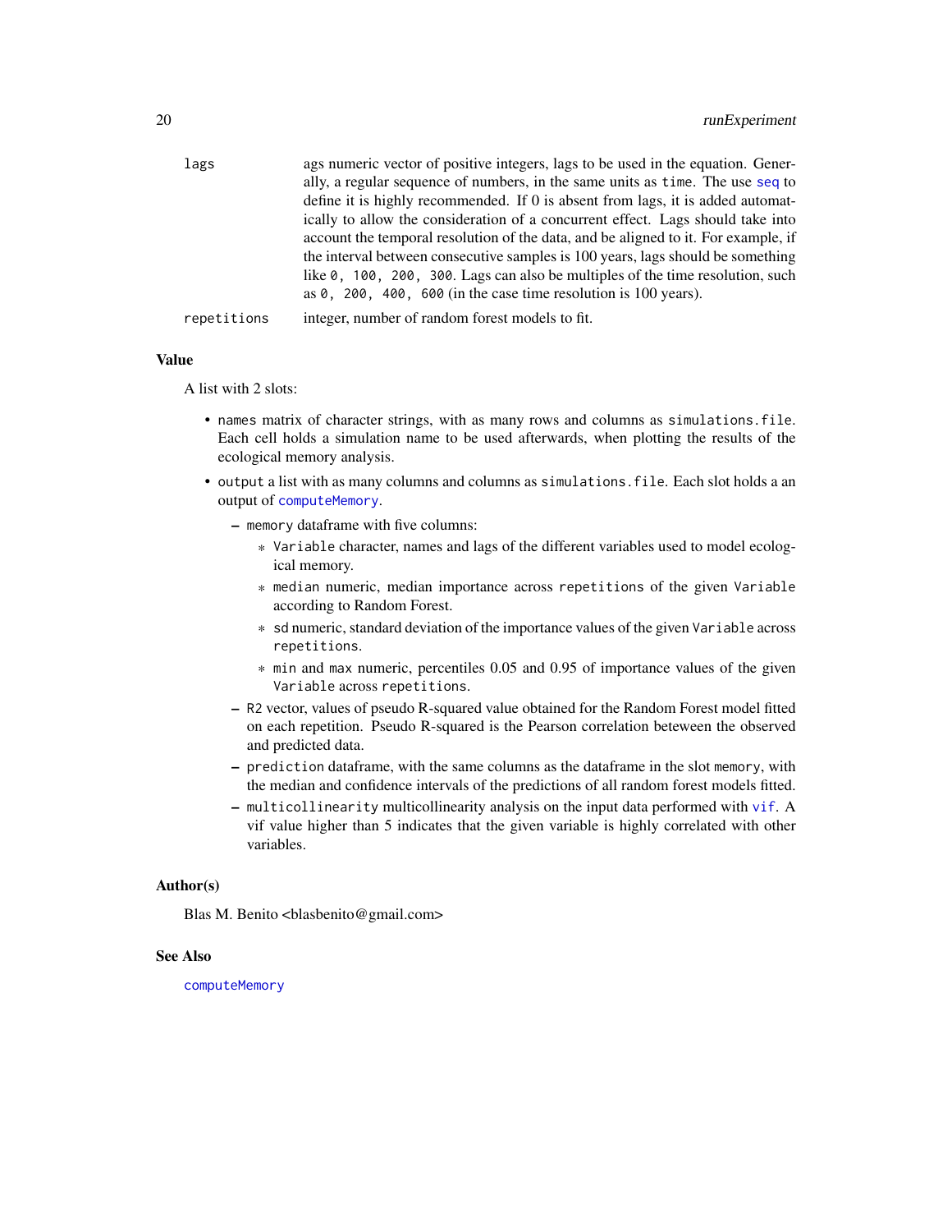| | |
|---|---|
| `lags` | ags numeric vector of positive integers, lags to be used in the equation. Generally, a regular sequence of numbers, in the same units as `time`. The use `seq` to define it is highly recommended. If 0 is absent from lags, it is added automatically to allow the consideration of a concurrent effect. Lags should take into account the temporal resolution of the data, and be aligned to it. For example, if the interval between consecutive samples is 100 years, lags should be something like `0, 100, 200, 300`. Lags can also be multiples of the time resolution, such as `0, 200, 400, 600` (in the case time resolution is 100 years). |
| `repetitions` | integer, number of random forest models to fit. |

## Value

A list with 2 slots:

- `names` matrix of character strings, with as many rows and columns as `simulations.file`. Each cell holds a simulation name to be used afterwards, when plotting the results of the ecological memory analysis.
- `output` a list with as many columns and columns as `simulations.file`. Each slot holds a an output of `computeMemory`.
  - `memory` dataframe with five columns:
    - `Variable` character, names and lags of the different variables used to model ecological memory.
    - `median` numeric, median importance across `repetitions` of the given `Variable` according to Random Forest.
    - `sd` numeric, standard deviation of the importance values of the given `Variable` across `repetitions`.
    - `min` and `max` numeric, percentiles 0.05 and 0.95 of importance values of the given `Variable` across `repetitions`.
  - `R2` vector, values of pseudo R-squared value obtained for the Random Forest model fitted on each repetition. Pseudo R-squared is the Pearson correlation beteween the observed and predicted data.
  - `prediction` dataframe, with the same columns as the dataframe in the slot `memory`, with the median and confidence intervals of the predictions of all random forest models fitted.
  - `multicollinearity` multicollinearity analysis on the input data performed with `vif`. A vif value higher than 5 indicates that the given variable is highly correlated with other variables.

## Author(s)

Blas M. Benito <blasbenito@gmail.com>

## See Also

`computeMemory`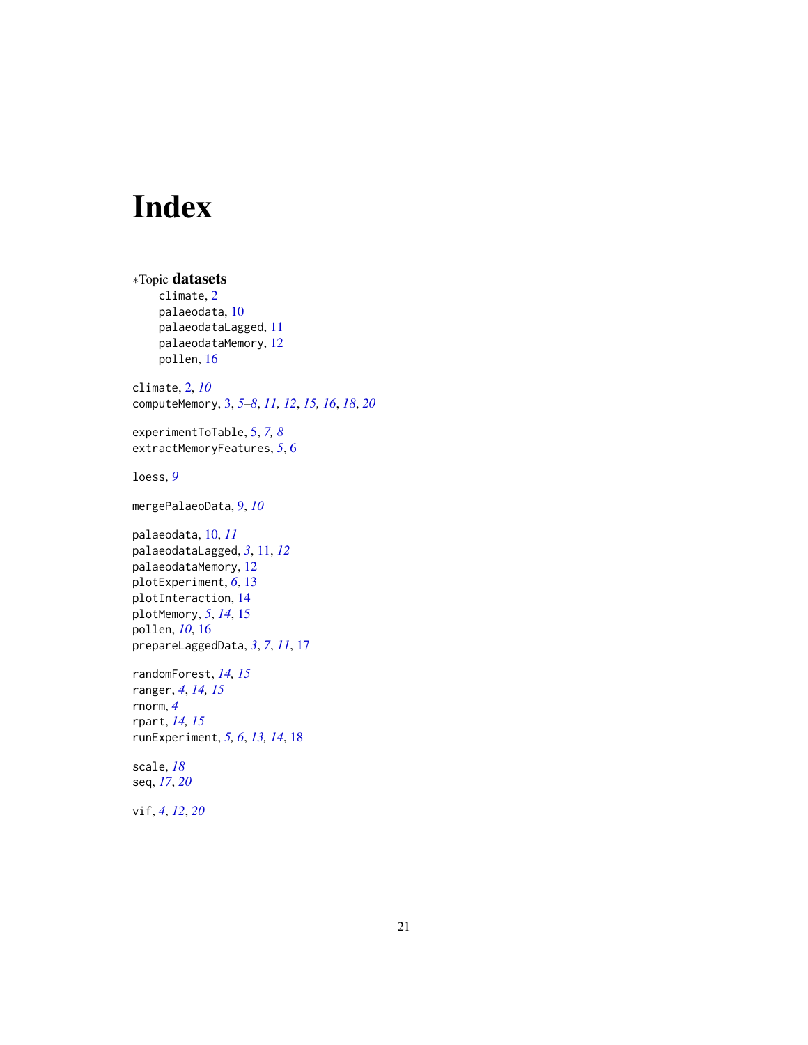# Index

*Topic **datasets**

climate, 2
palaeodata, 10
palaeodataLagged, 11
palaeodataMemory, 12
pollen, 16

climate, 2, *10*
computeMemory, 3, *5–8*, *11, 12*, *15, 16*, *18*, *20*

experimentToTable, 5, *7, 8*
extractMemoryFeatures, *5*, 6

loess, *9*

mergePalaeoData, 9, *10*

palaeodata, 10, *11*
palaeodataLagged, *3*, 11, *12*
palaeodataMemory, 12
plotExperiment, *6*, 13
plotInteraction, 14
plotMemory, *5*, *14*, 15
pollen, *10*, 16
prepareLaggedData, *3*, *7*, *11*, 17

randomForest, *14, 15*
ranger, *4*, *14, 15*
rnorm, *4*
rpart, *14, 15*
runExperiment, *5, 6*, *13, 14*, 18

scale, *18*
seq, *17*, *20*

vif, *4*, *12*, *20*